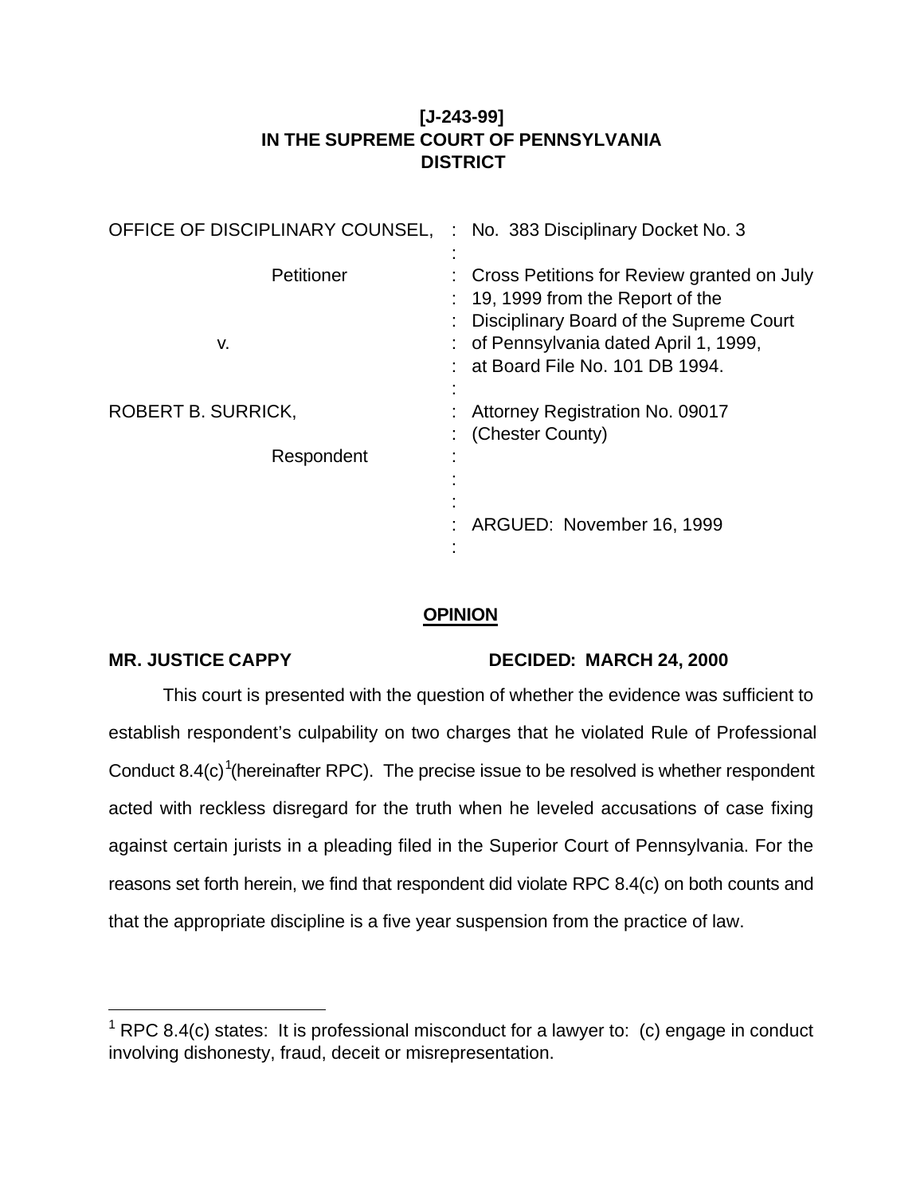**[J-243-99]**
**IN THE SUPREME COURT OF PENNSYLVANIA**
**DISTRICT**

| | |
|---|---|
| OFFICE OF DISCIPLINARY COUNSEL, | No. 383 Disciplinary Docket No. 3 |
| Petitioner | Cross Petitions for Review granted on July 19, 1999 from the Report of the Disciplinary Board of the Supreme Court of Pennsylvania dated April 1, 1999, at Board File No. 101 DB 1994. |
| v. | |
| ROBERT B. SURRICK, | Attorney Registration No. 09017 (Chester County) |
| Respondent | |
| | ARGUED: November 16, 1999 |

**OPINION**

**MR. JUSTICE CAPPY** **DECIDED: MARCH 24, 2000**

This court is presented with the question of whether the evidence was sufficient to establish respondent's culpability on two charges that he violated Rule of Professional Conduct 8.4(c)[1](hereinafter RPC). The precise issue to be resolved is whether respondent acted with reckless disregard for the truth when he leveled accusations of case fixing against certain jurists in a pleading filed in the Superior Court of Pennsylvania. For the reasons set forth herein, we find that respondent did violate RPC 8.4(c) on both counts and that the appropriate discipline is a five year suspension from the practice of law.

---

[1] RPC 8.4(c) states: It is professional misconduct for a lawyer to: (c) engage in conduct involving dishonesty, fraud, deceit or misrepresentation.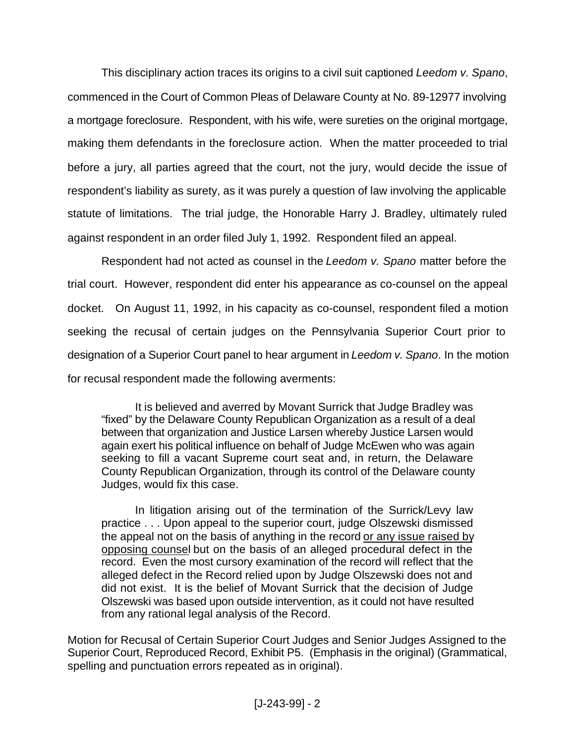This disciplinary action traces its origins to a civil suit captioned *Leedom v. Spano*, commenced in the Court of Common Pleas of Delaware County at No. 89-12977 involving a mortgage foreclosure. Respondent, with his wife, were sureties on the original mortgage, making them defendants in the foreclosure action. When the matter proceeded to trial before a jury, all parties agreed that the court, not the jury, would decide the issue of respondent's liability as surety, as it was purely a question of law involving the applicable statute of limitations. The trial judge, the Honorable Harry J. Bradley, ultimately ruled against respondent in an order filed July 1, 1992. Respondent filed an appeal.

Respondent had not acted as counsel in the *Leedom v. Spano* matter before the trial court. However, respondent did enter his appearance as co-counsel on the appeal docket. On August 11, 1992, in his capacity as co-counsel, respondent filed a motion seeking the recusal of certain judges on the Pennsylvania Superior Court prior to designation of a Superior Court panel to hear argument in *Leedom v. Spano*. In the motion for recusal respondent made the following averments:

> It is believed and averred by Movant Surrick that Judge Bradley was "fixed" by the Delaware County Republican Organization as a result of a deal between that organization and Justice Larsen whereby Justice Larsen would again exert his political influence on behalf of Judge McEwen who was again seeking to fill a vacant Supreme court seat and, in return, the Delaware County Republican Organization, through its control of the Delaware county Judges, would fix this case.
>
> In litigation arising out of the termination of the Surrick/Levy law practice . . . Upon appeal to the superior court, judge Olszewski dismissed the appeal not on the basis of anything in the record <u>or any issue raised by opposing counsel</u> but on the basis of an alleged procedural defect in the record. Even the most cursory examination of the record will reflect that the alleged defect in the Record relied upon by Judge Olszewski does not and did not exist. It is the belief of Movant Surrick that the decision of Judge Olszewski was based upon outside intervention, as it could not have resulted from any rational legal analysis of the Record.

Motion for Recusal of Certain Superior Court Judges and Senior Judges Assigned to the Superior Court, Reproduced Record, Exhibit P5. (Emphasis in the original) (Grammatical, spelling and punctuation errors repeated as in original).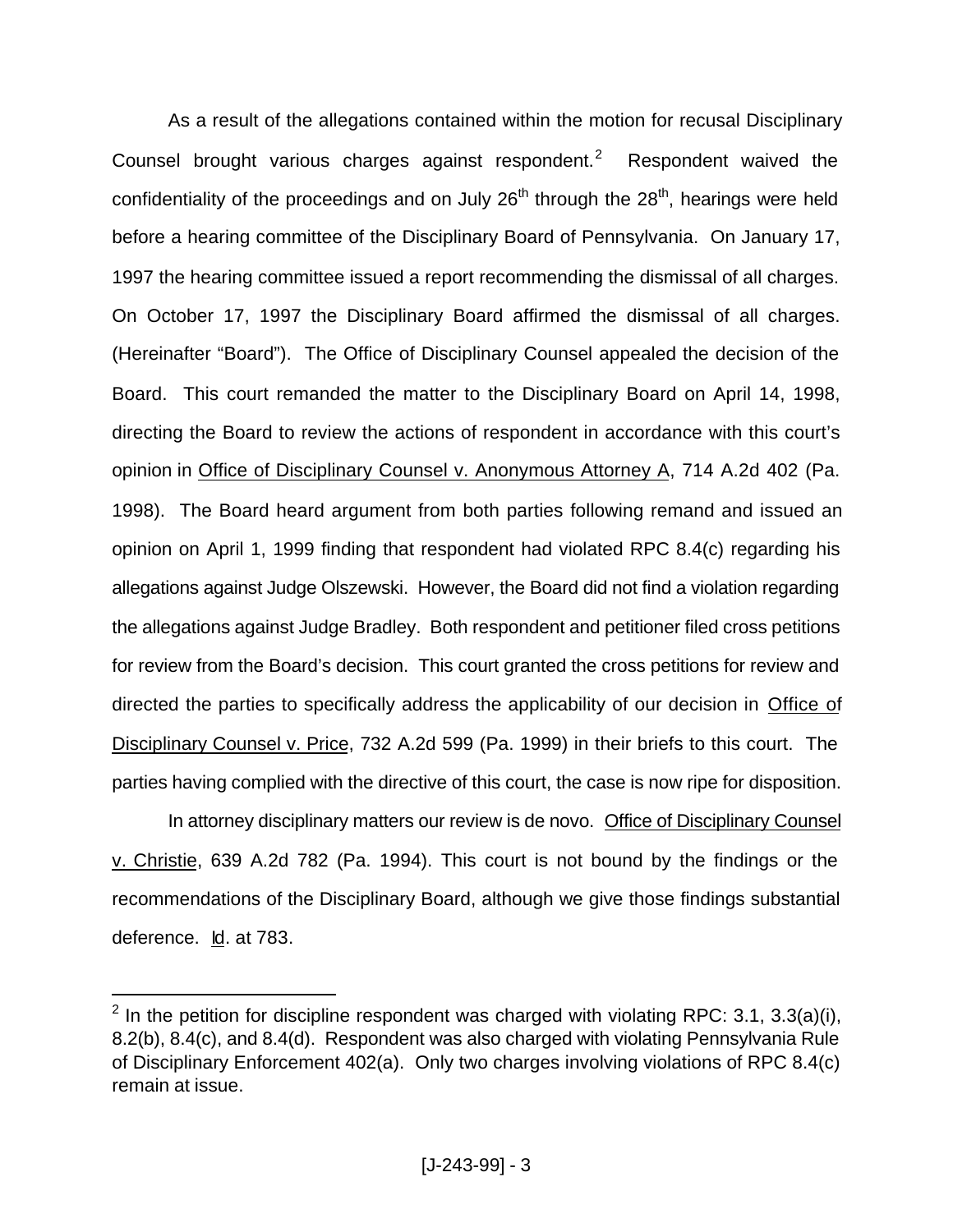As a result of the allegations contained within the motion for recusal Disciplinary Counsel brought various charges against respondent.[2] Respondent waived the confidentiality of the proceedings and on July 26th through the 28th, hearings were held before a hearing committee of the Disciplinary Board of Pennsylvania. On January 17, 1997 the hearing committee issued a report recommending the dismissal of all charges. On October 17, 1997 the Disciplinary Board affirmed the dismissal of all charges. (Hereinafter "Board"). The Office of Disciplinary Counsel appealed the decision of the Board. This court remanded the matter to the Disciplinary Board on April 14, 1998, directing the Board to review the actions of respondent in accordance with this court's opinion in Office of Disciplinary Counsel v. Anonymous Attorney A, 714 A.2d 402 (Pa. 1998). The Board heard argument from both parties following remand and issued an opinion on April 1, 1999 finding that respondent had violated RPC 8.4(c) regarding his allegations against Judge Olszewski. However, the Board did not find a violation regarding the allegations against Judge Bradley. Both respondent and petitioner filed cross petitions for review from the Board's decision. This court granted the cross petitions for review and directed the parties to specifically address the applicability of our decision in Office of Disciplinary Counsel v. Price, 732 A.2d 599 (Pa. 1999) in their briefs to this court. The parties having complied with the directive of this court, the case is now ripe for disposition.

In attorney disciplinary matters our review is de novo. Office of Disciplinary Counsel v. Christie, 639 A.2d 782 (Pa. 1994). This court is not bound by the findings or the recommendations of the Disciplinary Board, although we give those findings substantial deference. Id. at 783.

---

[2] In the petition for discipline respondent was charged with violating RPC: 3.1, 3.3(a)(i), 8.2(b), 8.4(c), and 8.4(d). Respondent was also charged with violating Pennsylvania Rule of Disciplinary Enforcement 402(a). Only two charges involving violations of RPC 8.4(c) remain at issue.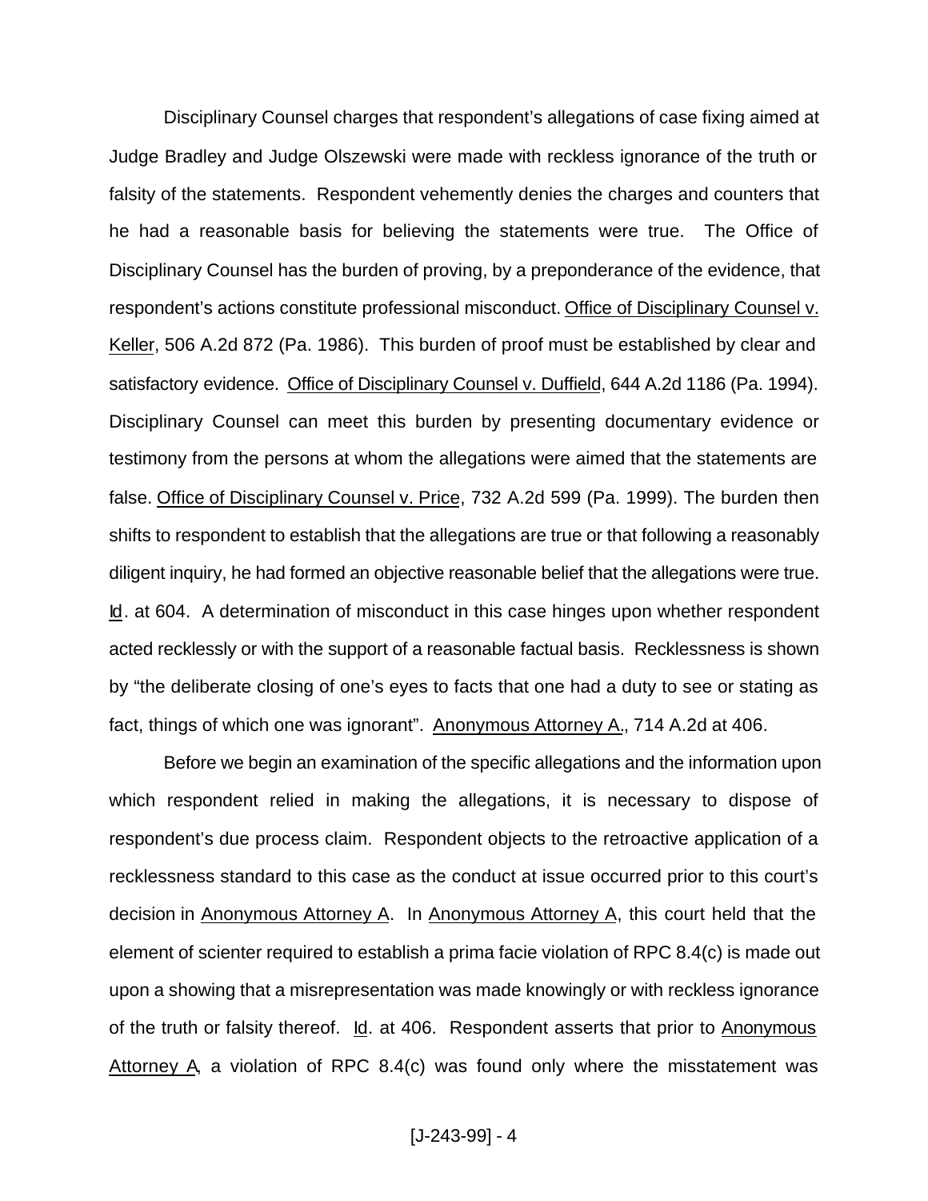Disciplinary Counsel charges that respondent's allegations of case fixing aimed at Judge Bradley and Judge Olszewski were made with reckless ignorance of the truth or falsity of the statements. Respondent vehemently denies the charges and counters that he had a reasonable basis for believing the statements were true. The Office of Disciplinary Counsel has the burden of proving, by a preponderance of the evidence, that respondent's actions constitute professional misconduct. Office of Disciplinary Counsel v. Keller, 506 A.2d 872 (Pa. 1986). This burden of proof must be established by clear and satisfactory evidence. Office of Disciplinary Counsel v. Duffield, 644 A.2d 1186 (Pa. 1994). Disciplinary Counsel can meet this burden by presenting documentary evidence or testimony from the persons at whom the allegations were aimed that the statements are false. Office of Disciplinary Counsel v. Price, 732 A.2d 599 (Pa. 1999). The burden then shifts to respondent to establish that the allegations are true or that following a reasonably diligent inquiry, he had formed an objective reasonable belief that the allegations were true. Id. at 604. A determination of misconduct in this case hinges upon whether respondent acted recklessly or with the support of a reasonable factual basis. Recklessness is shown by "the deliberate closing of one's eyes to facts that one had a duty to see or stating as fact, things of which one was ignorant". Anonymous Attorney A., 714 A.2d at 406.

Before we begin an examination of the specific allegations and the information upon which respondent relied in making the allegations, it is necessary to dispose of respondent's due process claim. Respondent objects to the retroactive application of a recklessness standard to this case as the conduct at issue occurred prior to this court's decision in Anonymous Attorney A. In Anonymous Attorney A, this court held that the element of scienter required to establish a prima facie violation of RPC 8.4(c) is made out upon a showing that a misrepresentation was made knowingly or with reckless ignorance of the truth or falsity thereof. Id. at 406. Respondent asserts that prior to Anonymous Attorney A, a violation of RPC 8.4(c) was found only where the misstatement was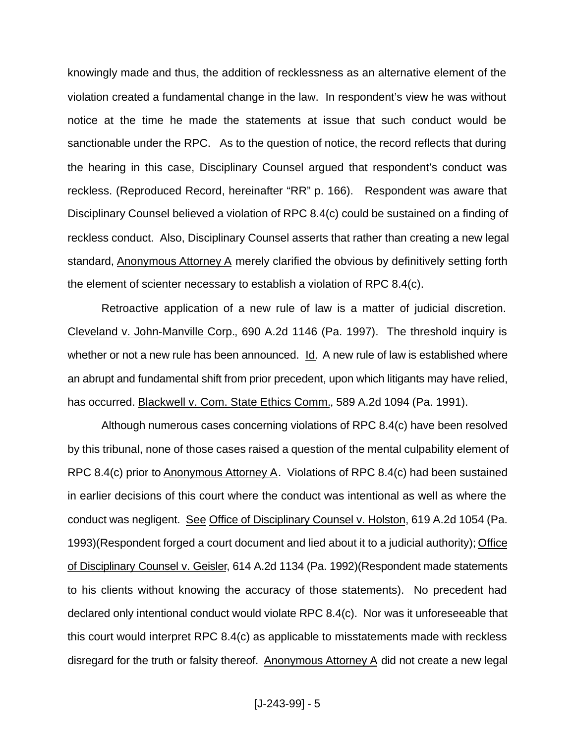knowingly made and thus, the addition of recklessness as an alternative element of the violation created a fundamental change in the law. In respondent's view he was without notice at the time he made the statements at issue that such conduct would be sanctionable under the RPC. As to the question of notice, the record reflects that during the hearing in this case, Disciplinary Counsel argued that respondent's conduct was reckless. (Reproduced Record, hereinafter "RR" p. 166). Respondent was aware that Disciplinary Counsel believed a violation of RPC 8.4(c) could be sustained on a finding of reckless conduct. Also, Disciplinary Counsel asserts that rather than creating a new legal standard, Anonymous Attorney A merely clarified the obvious by definitively setting forth the element of scienter necessary to establish a violation of RPC 8.4(c).

Retroactive application of a new rule of law is a matter of judicial discretion. Cleveland v. John-Manville Corp., 690 A.2d 1146 (Pa. 1997). The threshold inquiry is whether or not a new rule has been announced. Id. A new rule of law is established where an abrupt and fundamental shift from prior precedent, upon which litigants may have relied, has occurred. Blackwell v. Com. State Ethics Comm., 589 A.2d 1094 (Pa. 1991).

Although numerous cases concerning violations of RPC 8.4(c) have been resolved by this tribunal, none of those cases raised a question of the mental culpability element of RPC 8.4(c) prior to Anonymous Attorney A. Violations of RPC 8.4(c) had been sustained in earlier decisions of this court where the conduct was intentional as well as where the conduct was negligent. See Office of Disciplinary Counsel v. Holston, 619 A.2d 1054 (Pa. 1993)(Respondent forged a court document and lied about it to a judicial authority); Office of Disciplinary Counsel v. Geisler, 614 A.2d 1134 (Pa. 1992)(Respondent made statements to his clients without knowing the accuracy of those statements). No precedent had declared only intentional conduct would violate RPC 8.4(c). Nor was it unforeseeable that this court would interpret RPC 8.4(c) as applicable to misstatements made with reckless disregard for the truth or falsity thereof. Anonymous Attorney A did not create a new legal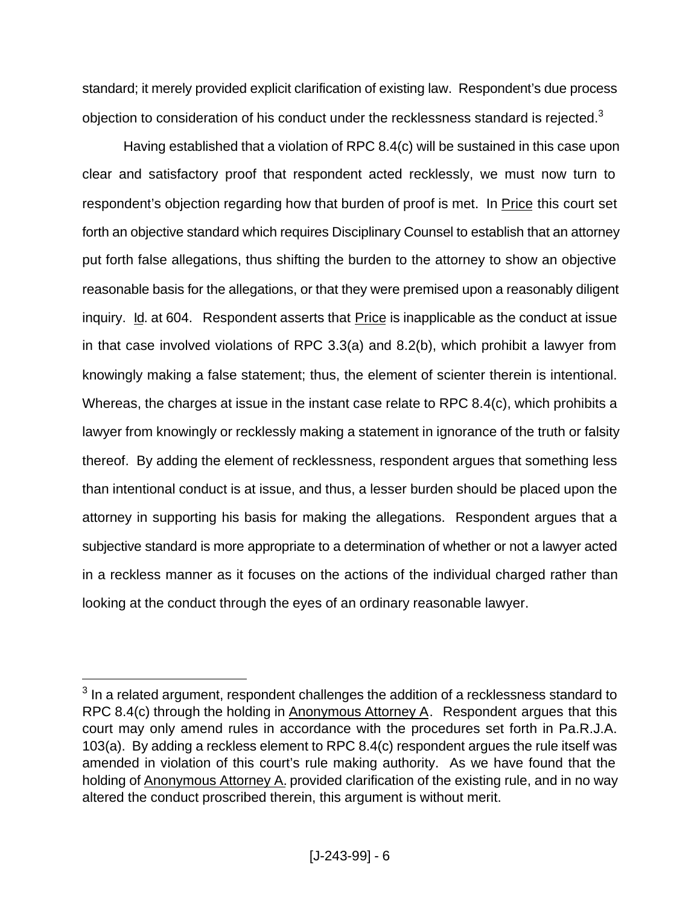standard; it merely provided explicit clarification of existing law. Respondent's due process objection to consideration of his conduct under the recklessness standard is rejected.[3]

Having established that a violation of RPC 8.4(c) will be sustained in this case upon clear and satisfactory proof that respondent acted recklessly, we must now turn to respondent's objection regarding how that burden of proof is met. In Price this court set forth an objective standard which requires Disciplinary Counsel to establish that an attorney put forth false allegations, thus shifting the burden to the attorney to show an objective reasonable basis for the allegations, or that they were premised upon a reasonably diligent inquiry. Id. at 604. Respondent asserts that Price is inapplicable as the conduct at issue in that case involved violations of RPC 3.3(a) and 8.2(b), which prohibit a lawyer from knowingly making a false statement; thus, the element of scienter therein is intentional. Whereas, the charges at issue in the instant case relate to RPC 8.4(c), which prohibits a lawyer from knowingly or recklessly making a statement in ignorance of the truth or falsity thereof. By adding the element of recklessness, respondent argues that something less than intentional conduct is at issue, and thus, a lesser burden should be placed upon the attorney in supporting his basis for making the allegations. Respondent argues that a subjective standard is more appropriate to a determination of whether or not a lawyer acted in a reckless manner as it focuses on the actions of the individual charged rather than looking at the conduct through the eyes of an ordinary reasonable lawyer.

---

[3] In a related argument, respondent challenges the addition of a recklessness standard to RPC 8.4(c) through the holding in Anonymous Attorney A. Respondent argues that this court may only amend rules in accordance with the procedures set forth in Pa.R.J.A. 103(a). By adding a reckless element to RPC 8.4(c) respondent argues the rule itself was amended in violation of this court's rule making authority. As we have found that the holding of Anonymous Attorney A. provided clarification of the existing rule, and in no way altered the conduct proscribed therein, this argument is without merit.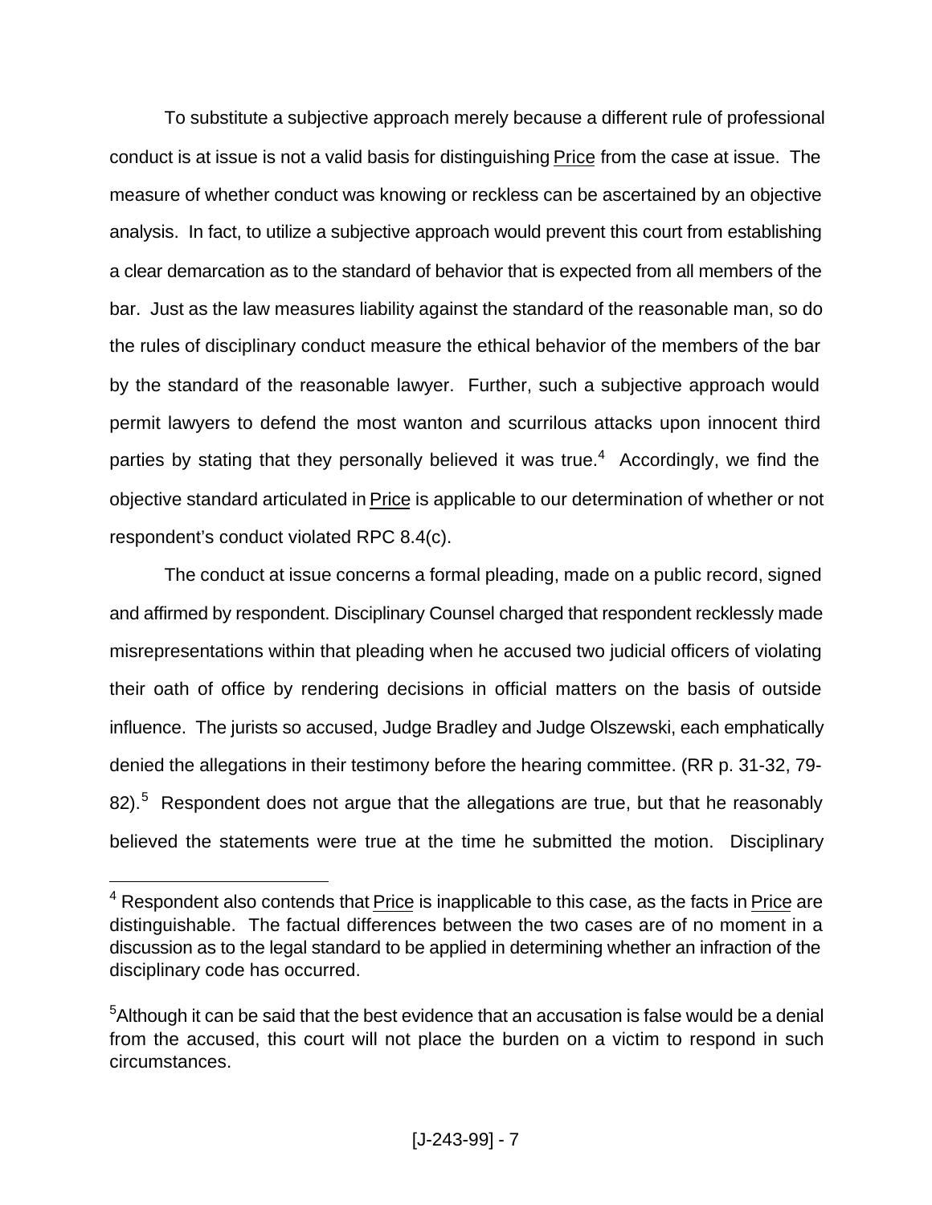To substitute a subjective approach merely because a different rule of professional conduct is at issue is not a valid basis for distinguishing Price from the case at issue. The measure of whether conduct was knowing or reckless can be ascertained by an objective analysis. In fact, to utilize a subjective approach would prevent this court from establishing a clear demarcation as to the standard of behavior that is expected from all members of the bar. Just as the law measures liability against the standard of the reasonable man, so do the rules of disciplinary conduct measure the ethical behavior of the members of the bar by the standard of the reasonable lawyer. Further, such a subjective approach would permit lawyers to defend the most wanton and scurrilous attacks upon innocent third parties by stating that they personally believed it was true.[4] Accordingly, we find the objective standard articulated in Price is applicable to our determination of whether or not respondent's conduct violated RPC 8.4(c).

The conduct at issue concerns a formal pleading, made on a public record, signed and affirmed by respondent. Disciplinary Counsel charged that respondent recklessly made misrepresentations within that pleading when he accused two judicial officers of violating their oath of office by rendering decisions in official matters on the basis of outside influence. The jurists so accused, Judge Bradley and Judge Olszewski, each emphatically denied the allegations in their testimony before the hearing committee. (RR p. 31-32, 79-82).[5] Respondent does not argue that the allegations are true, but that he reasonably believed the statements were true at the time he submitted the motion. Disciplinary

---

[4] Respondent also contends that Price is inapplicable to this case, as the facts in Price are distinguishable. The factual differences between the two cases are of no moment in a discussion as to the legal standard to be applied in determining whether an infraction of the disciplinary code has occurred.

[5] Although it can be said that the best evidence that an accusation is false would be a denial from the accused, this court will not place the burden on a victim to respond in such circumstances.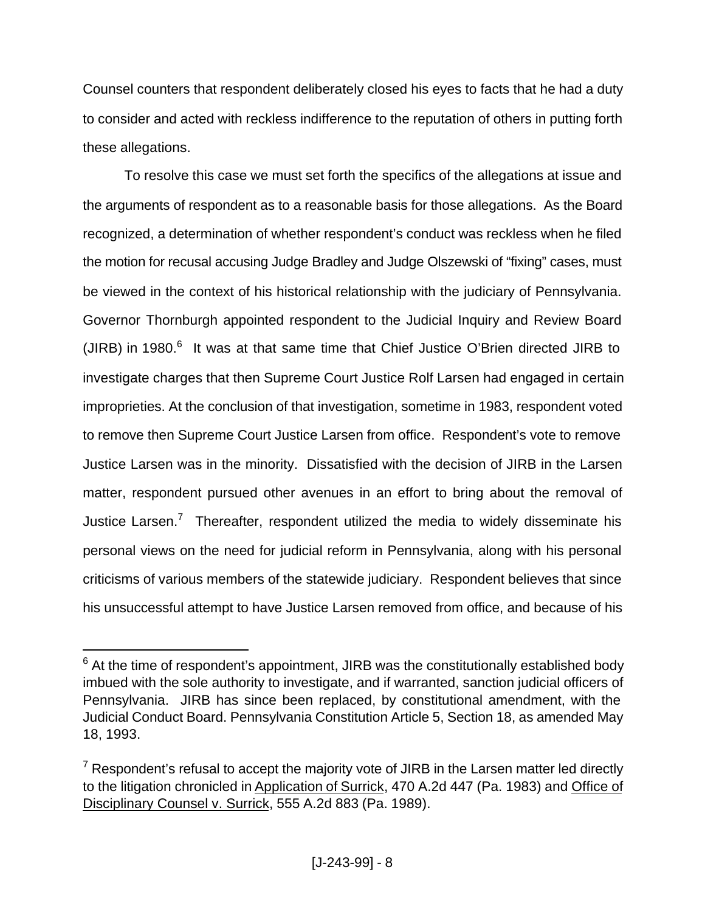Counsel counters that respondent deliberately closed his eyes to facts that he had a duty to consider and acted with reckless indifference to the reputation of others in putting forth these allegations.

To resolve this case we must set forth the specifics of the allegations at issue and the arguments of respondent as to a reasonable basis for those allegations. As the Board recognized, a determination of whether respondent's conduct was reckless when he filed the motion for recusal accusing Judge Bradley and Judge Olszewski of "fixing" cases, must be viewed in the context of his historical relationship with the judiciary of Pennsylvania. Governor Thornburgh appointed respondent to the Judicial Inquiry and Review Board (JIRB) in 1980.[6] It was at that same time that Chief Justice O'Brien directed JIRB to investigate charges that then Supreme Court Justice Rolf Larsen had engaged in certain improprieties. At the conclusion of that investigation, sometime in 1983, respondent voted to remove then Supreme Court Justice Larsen from office. Respondent's vote to remove Justice Larsen was in the minority. Dissatisfied with the decision of JIRB in the Larsen matter, respondent pursued other avenues in an effort to bring about the removal of Justice Larsen.[7] Thereafter, respondent utilized the media to widely disseminate his personal views on the need for judicial reform in Pennsylvania, along with his personal criticisms of various members of the statewide judiciary. Respondent believes that since his unsuccessful attempt to have Justice Larsen removed from office, and because of his

---

[6] At the time of respondent's appointment, JIRB was the constitutionally established body imbued with the sole authority to investigate, and if warranted, sanction judicial officers of Pennsylvania. JIRB has since been replaced, by constitutional amendment, with the Judicial Conduct Board. Pennsylvania Constitution Article 5, Section 18, as amended May 18, 1993.

[7] Respondent's refusal to accept the majority vote of JIRB in the Larsen matter led directly to the litigation chronicled in Application of Surrick, 470 A.2d 447 (Pa. 1983) and Office of Disciplinary Counsel v. Surrick, 555 A.2d 883 (Pa. 1989).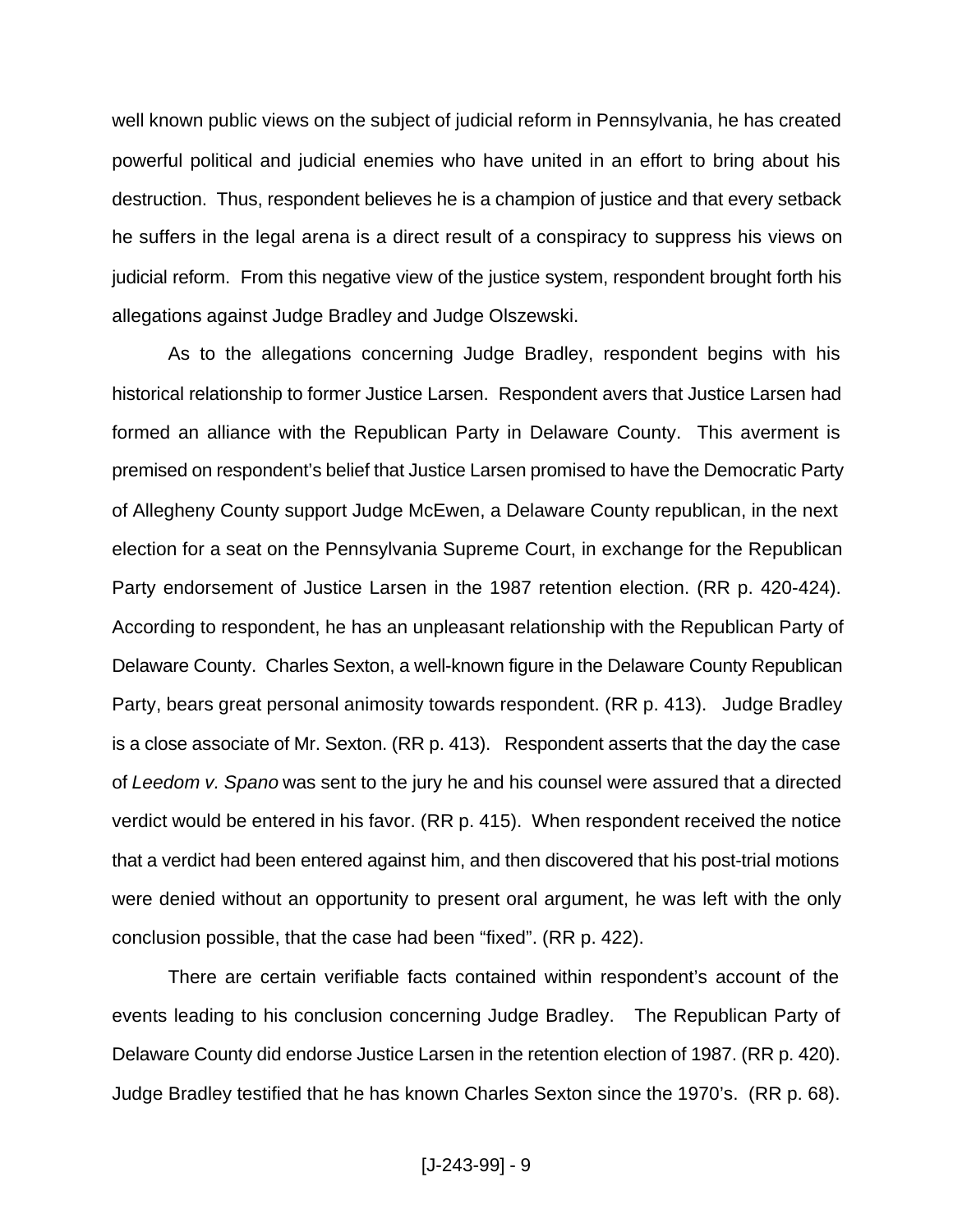well known public views on the subject of judicial reform in Pennsylvania, he has created powerful political and judicial enemies who have united in an effort to bring about his destruction. Thus, respondent believes he is a champion of justice and that every setback he suffers in the legal arena is a direct result of a conspiracy to suppress his views on judicial reform. From this negative view of the justice system, respondent brought forth his allegations against Judge Bradley and Judge Olszewski.

As to the allegations concerning Judge Bradley, respondent begins with his historical relationship to former Justice Larsen. Respondent avers that Justice Larsen had formed an alliance with the Republican Party in Delaware County. This averment is premised on respondent's belief that Justice Larsen promised to have the Democratic Party of Allegheny County support Judge McEwen, a Delaware County republican, in the next election for a seat on the Pennsylvania Supreme Court, in exchange for the Republican Party endorsement of Justice Larsen in the 1987 retention election. (RR p. 420-424). According to respondent, he has an unpleasant relationship with the Republican Party of Delaware County. Charles Sexton, a well-known figure in the Delaware County Republican Party, bears great personal animosity towards respondent. (RR p. 413). Judge Bradley is a close associate of Mr. Sexton. (RR p. 413). Respondent asserts that the day the case of *Leedom v. Spano* was sent to the jury he and his counsel were assured that a directed verdict would be entered in his favor. (RR p. 415). When respondent received the notice that a verdict had been entered against him, and then discovered that his post-trial motions were denied without an opportunity to present oral argument, he was left with the only conclusion possible, that the case had been "fixed". (RR p. 422).

There are certain verifiable facts contained within respondent's account of the events leading to his conclusion concerning Judge Bradley. The Republican Party of Delaware County did endorse Justice Larsen in the retention election of 1987. (RR p. 420). Judge Bradley testified that he has known Charles Sexton since the 1970's. (RR p. 68).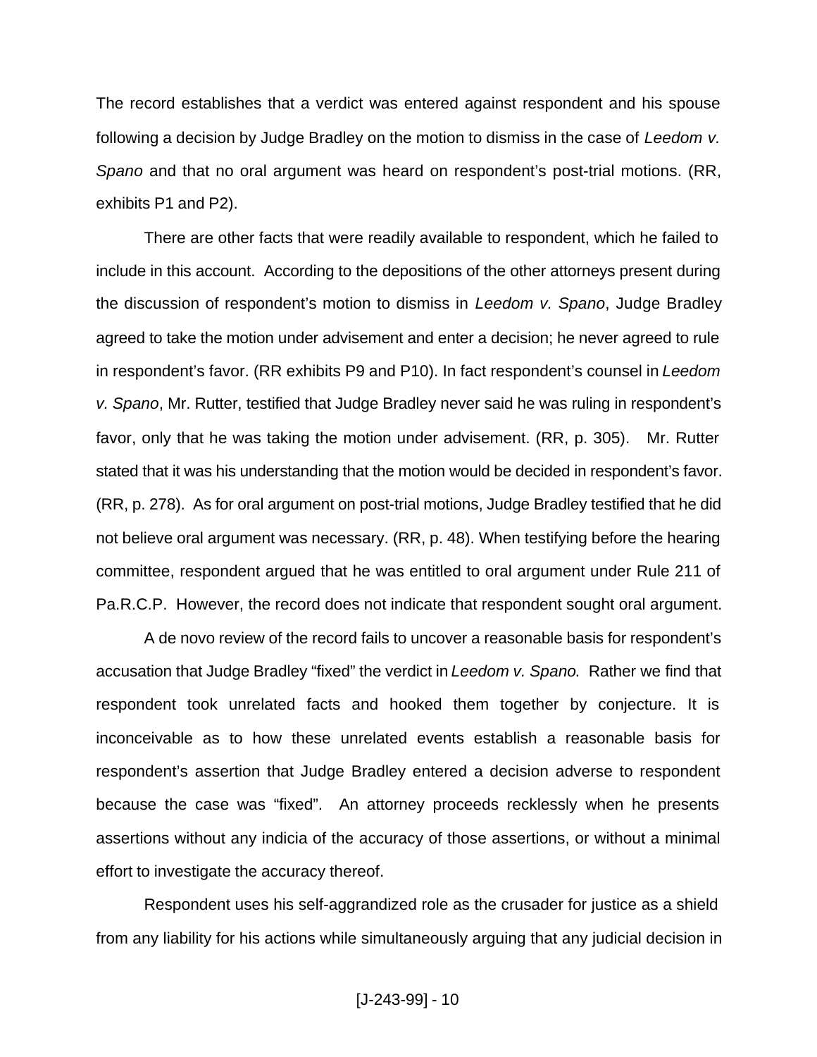The record establishes that a verdict was entered against respondent and his spouse following a decision by Judge Bradley on the motion to dismiss in the case of *Leedom v. Spano* and that no oral argument was heard on respondent's post-trial motions. (RR, exhibits P1 and P2).

There are other facts that were readily available to respondent, which he failed to include in this account. According to the depositions of the other attorneys present during the discussion of respondent's motion to dismiss in *Leedom v. Spano*, Judge Bradley agreed to take the motion under advisement and enter a decision; he never agreed to rule in respondent's favor. (RR exhibits P9 and P10). In fact respondent's counsel in *Leedom v. Spano*, Mr. Rutter, testified that Judge Bradley never said he was ruling in respondent's favor, only that he was taking the motion under advisement. (RR, p. 305). Mr. Rutter stated that it was his understanding that the motion would be decided in respondent's favor. (RR, p. 278). As for oral argument on post-trial motions, Judge Bradley testified that he did not believe oral argument was necessary. (RR, p. 48). When testifying before the hearing committee, respondent argued that he was entitled to oral argument under Rule 211 of Pa.R.C.P. However, the record does not indicate that respondent sought oral argument.

A de novo review of the record fails to uncover a reasonable basis for respondent's accusation that Judge Bradley "fixed" the verdict in *Leedom v. Spano*. Rather we find that respondent took unrelated facts and hooked them together by conjecture. It is inconceivable as to how these unrelated events establish a reasonable basis for respondent's assertion that Judge Bradley entered a decision adverse to respondent because the case was "fixed". An attorney proceeds recklessly when he presents assertions without any indicia of the accuracy of those assertions, or without a minimal effort to investigate the accuracy thereof.

Respondent uses his self-aggrandized role as the crusader for justice as a shield from any liability for his actions while simultaneously arguing that any judicial decision in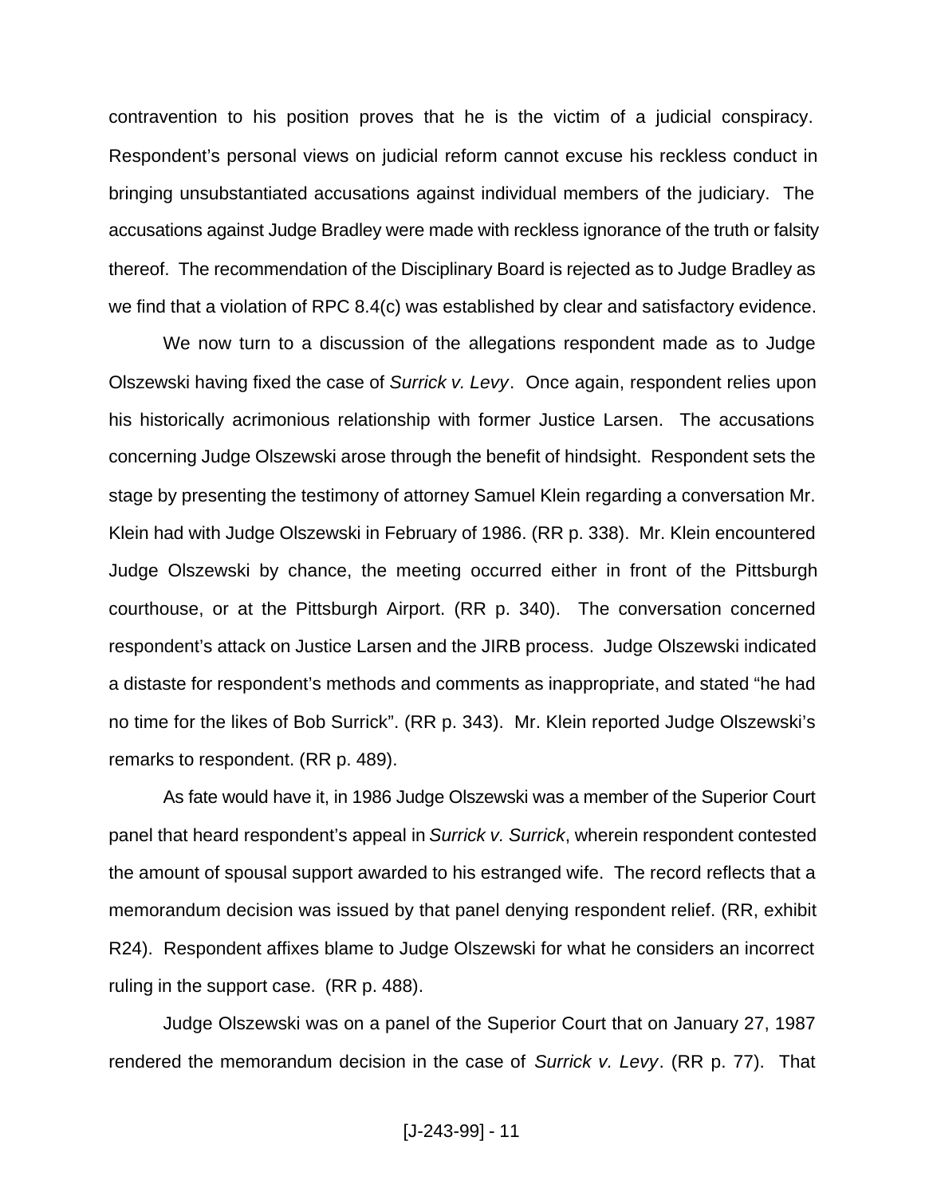contravention to his position proves that he is the victim of a judicial conspiracy. Respondent's personal views on judicial reform cannot excuse his reckless conduct in bringing unsubstantiated accusations against individual members of the judiciary. The accusations against Judge Bradley were made with reckless ignorance of the truth or falsity thereof. The recommendation of the Disciplinary Board is rejected as to Judge Bradley as we find that a violation of RPC 8.4(c) was established by clear and satisfactory evidence.

We now turn to a discussion of the allegations respondent made as to Judge Olszewski having fixed the case of *Surrick v. Levy*. Once again, respondent relies upon his historically acrimonious relationship with former Justice Larsen. The accusations concerning Judge Olszewski arose through the benefit of hindsight. Respondent sets the stage by presenting the testimony of attorney Samuel Klein regarding a conversation Mr. Klein had with Judge Olszewski in February of 1986. (RR p. 338). Mr. Klein encountered Judge Olszewski by chance, the meeting occurred either in front of the Pittsburgh courthouse, or at the Pittsburgh Airport. (RR p. 340). The conversation concerned respondent's attack on Justice Larsen and the JIRB process. Judge Olszewski indicated a distaste for respondent's methods and comments as inappropriate, and stated "he had no time for the likes of Bob Surrick". (RR p. 343). Mr. Klein reported Judge Olszewski's remarks to respondent. (RR p. 489).

As fate would have it, in 1986 Judge Olszewski was a member of the Superior Court panel that heard respondent's appeal in *Surrick v. Surrick*, wherein respondent contested the amount of spousal support awarded to his estranged wife. The record reflects that a memorandum decision was issued by that panel denying respondent relief. (RR, exhibit R24). Respondent affixes blame to Judge Olszewski for what he considers an incorrect ruling in the support case. (RR p. 488).

Judge Olszewski was on a panel of the Superior Court that on January 27, 1987 rendered the memorandum decision in the case of *Surrick v. Levy*. (RR p. 77). That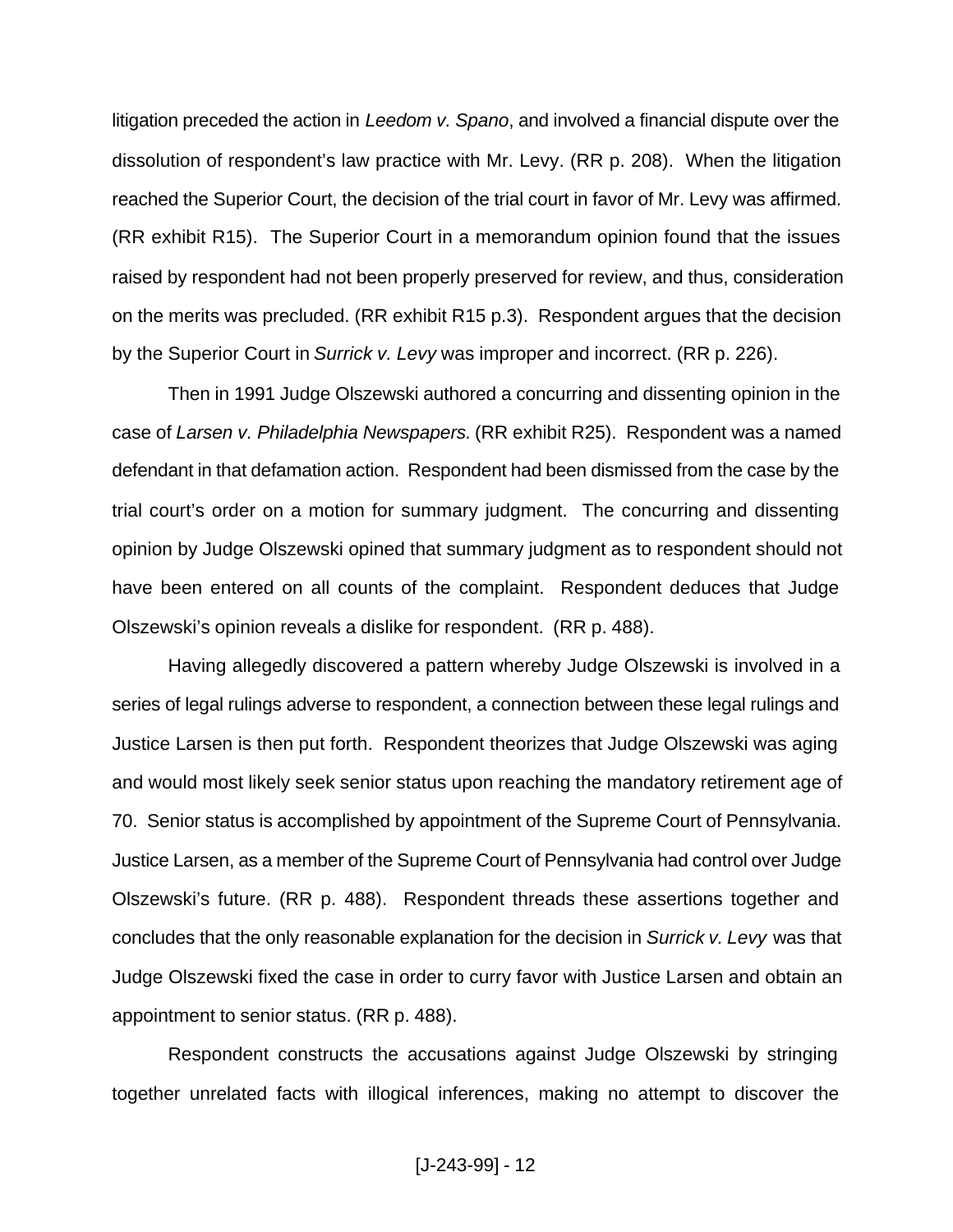litigation preceded the action in *Leedom v. Spano*, and involved a financial dispute over the dissolution of respondent's law practice with Mr. Levy. (RR p. 208). When the litigation reached the Superior Court, the decision of the trial court in favor of Mr. Levy was affirmed. (RR exhibit R15). The Superior Court in a memorandum opinion found that the issues raised by respondent had not been properly preserved for review, and thus, consideration on the merits was precluded. (RR exhibit R15 p.3). Respondent argues that the decision by the Superior Court in *Surrick v. Levy* was improper and incorrect. (RR p. 226).

Then in 1991 Judge Olszewski authored a concurring and dissenting opinion in the case of *Larsen v. Philadelphia Newspapers.* (RR exhibit R25). Respondent was a named defendant in that defamation action. Respondent had been dismissed from the case by the trial court's order on a motion for summary judgment. The concurring and dissenting opinion by Judge Olszewski opined that summary judgment as to respondent should not have been entered on all counts of the complaint. Respondent deduces that Judge Olszewski's opinion reveals a dislike for respondent. (RR p. 488).

Having allegedly discovered a pattern whereby Judge Olszewski is involved in a series of legal rulings adverse to respondent, a connection between these legal rulings and Justice Larsen is then put forth. Respondent theorizes that Judge Olszewski was aging and would most likely seek senior status upon reaching the mandatory retirement age of 70. Senior status is accomplished by appointment of the Supreme Court of Pennsylvania. Justice Larsen, as a member of the Supreme Court of Pennsylvania had control over Judge Olszewski's future. (RR p. 488). Respondent threads these assertions together and concludes that the only reasonable explanation for the decision in *Surrick v. Levy* was that Judge Olszewski fixed the case in order to curry favor with Justice Larsen and obtain an appointment to senior status. (RR p. 488).

Respondent constructs the accusations against Judge Olszewski by stringing together unrelated facts with illogical inferences, making no attempt to discover the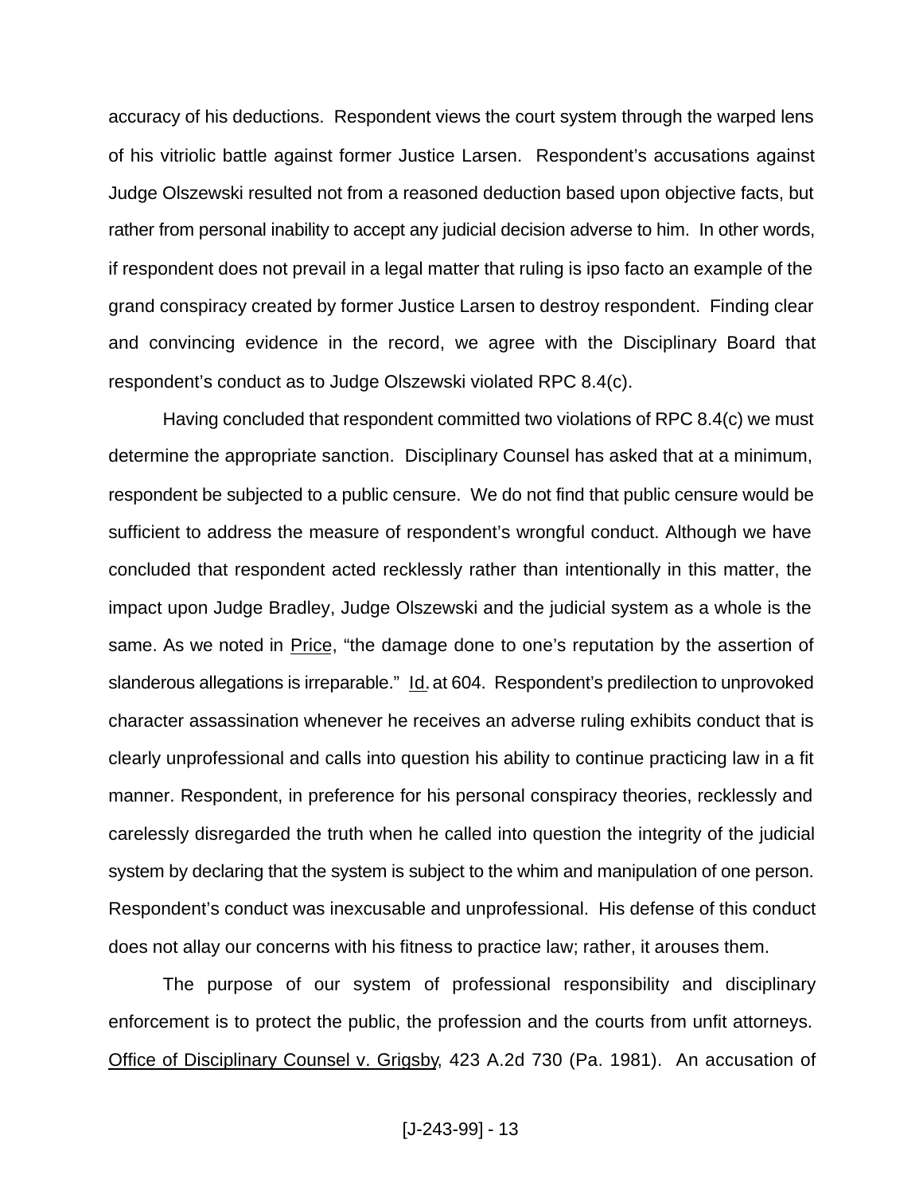accuracy of his deductions. Respondent views the court system through the warped lens of his vitriolic battle against former Justice Larsen. Respondent's accusations against Judge Olszewski resulted not from a reasoned deduction based upon objective facts, but rather from personal inability to accept any judicial decision adverse to him. In other words, if respondent does not prevail in a legal matter that ruling is ipso facto an example of the grand conspiracy created by former Justice Larsen to destroy respondent. Finding clear and convincing evidence in the record, we agree with the Disciplinary Board that respondent's conduct as to Judge Olszewski violated RPC 8.4(c).

Having concluded that respondent committed two violations of RPC 8.4(c) we must determine the appropriate sanction. Disciplinary Counsel has asked that at a minimum, respondent be subjected to a public censure. We do not find that public censure would be sufficient to address the measure of respondent's wrongful conduct. Although we have concluded that respondent acted recklessly rather than intentionally in this matter, the impact upon Judge Bradley, Judge Olszewski and the judicial system as a whole is the same. As we noted in Price, "the damage done to one's reputation by the assertion of slanderous allegations is irreparable." Id. at 604. Respondent's predilection to unprovoked character assassination whenever he receives an adverse ruling exhibits conduct that is clearly unprofessional and calls into question his ability to continue practicing law in a fit manner. Respondent, in preference for his personal conspiracy theories, recklessly and carelessly disregarded the truth when he called into question the integrity of the judicial system by declaring that the system is subject to the whim and manipulation of one person. Respondent's conduct was inexcusable and unprofessional. His defense of this conduct does not allay our concerns with his fitness to practice law; rather, it arouses them.

The purpose of our system of professional responsibility and disciplinary enforcement is to protect the public, the profession and the courts from unfit attorneys. Office of Disciplinary Counsel v. Grigsby, 423 A.2d 730 (Pa. 1981). An accusation of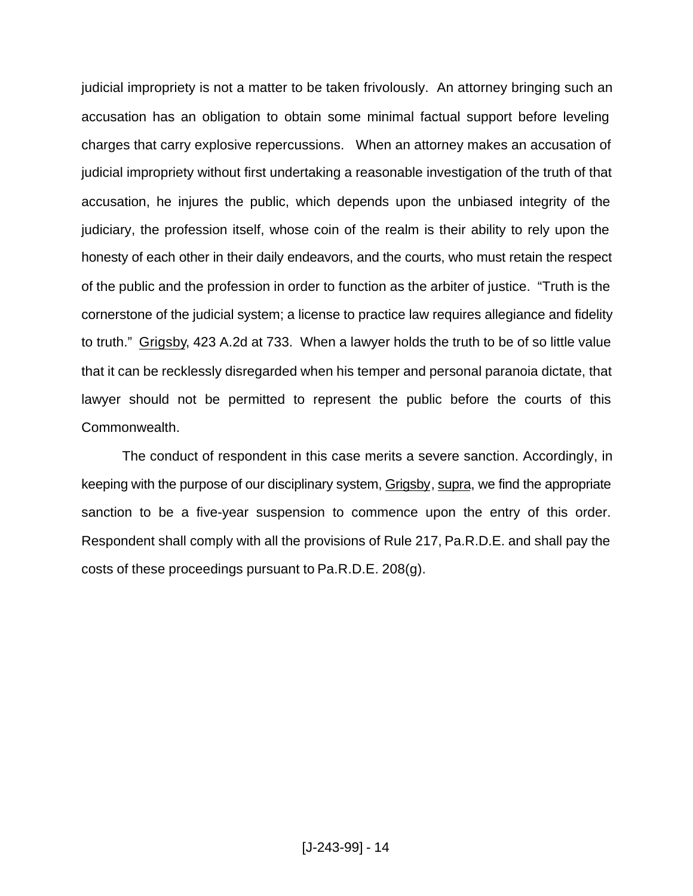judicial impropriety is not a matter to be taken frivolously. An attorney bringing such an accusation has an obligation to obtain some minimal factual support before leveling charges that carry explosive repercussions. When an attorney makes an accusation of judicial impropriety without first undertaking a reasonable investigation of the truth of that accusation, he injures the public, which depends upon the unbiased integrity of the judiciary, the profession itself, whose coin of the realm is their ability to rely upon the honesty of each other in their daily endeavors, and the courts, who must retain the respect of the public and the profession in order to function as the arbiter of justice. "Truth is the cornerstone of the judicial system; a license to practice law requires allegiance and fidelity to truth." Grigsby, 423 A.2d at 733. When a lawyer holds the truth to be of so little value that it can be recklessly disregarded when his temper and personal paranoia dictate, that lawyer should not be permitted to represent the public before the courts of this Commonwealth.

The conduct of respondent in this case merits a severe sanction. Accordingly, in keeping with the purpose of our disciplinary system, Grigsby, supra, we find the appropriate sanction to be a five-year suspension to commence upon the entry of this order. Respondent shall comply with all the provisions of Rule 217, Pa.R.D.E. and shall pay the costs of these proceedings pursuant to Pa.R.D.E. 208(g).